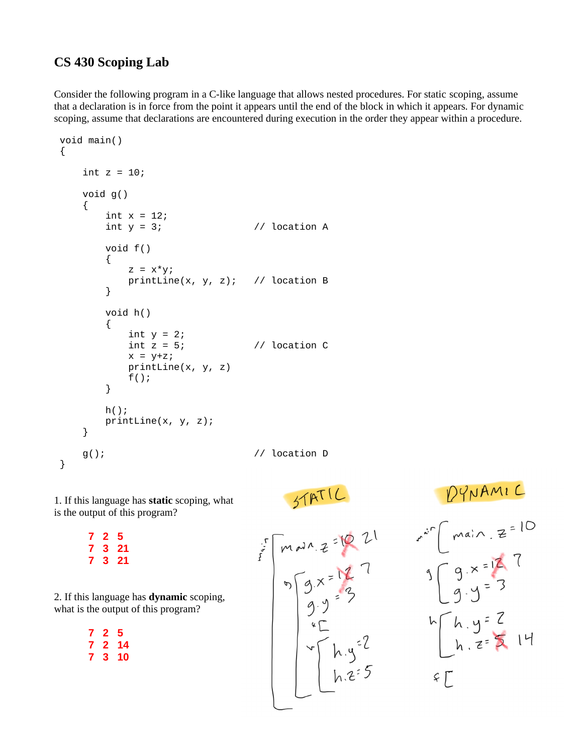# CS 430 Scoping Lab

Consider the following program in a C-like language that allows nested procedures. For static scoping, assume that a declaration is in force from the point it appears until the end of the block in which it appears. For dynamic scoping, assume that declarations are encountered during execution in the order they appear within a procedure.

```
void main()
{

    int z = 10;

    void g()
    {
        int x = 12;
        int y = 3;              // location A

        void f()
        {
            z = x*y;
            printLine(x, y, z);   // location B
        }

        void h()
        {
            int y = 2;
            int z = 5;            // location C
            x = y+z;
            printLine(x, y, z)
            f();
        }

        h();
        printLine(x, y, z);
    }

    g();                        // location D
}
```

1. If this language has **static** scoping, what is the output of this program?

**7 2 5**
**7 3 21**
**7 3 21**

2. If this language has **dynamic** scoping, what is the output of this program?

**7 2 5**
**7 2 14**
**7 3 10**

**STATIC**

- main: main.z = ~~10~~ 21
  - g: g.x = ~~12~~ 7, g.y = 3
    - f: [ ]
    - h: h.y = 2, h.z = 5

**DYNAMIC**

- main: main.z = 10
- g: g.x = ~~12~~ 7, g.y = 3
- h: h.y = 2, h.z = ~~5~~ 14
- f: [ ]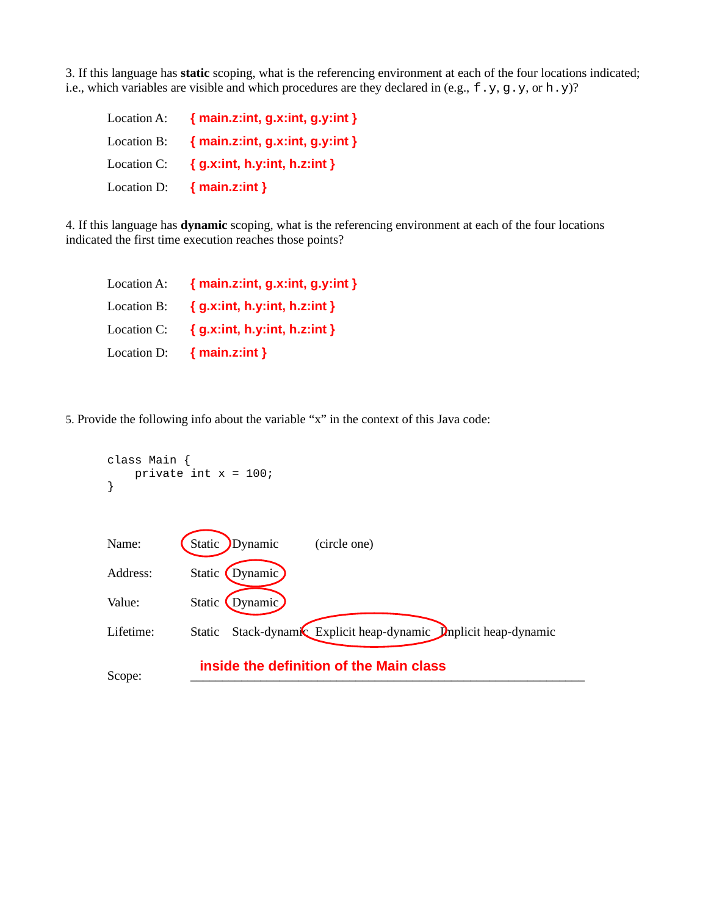3. If this language has **static** scoping, what is the referencing environment at each of the four locations indicated; i.e., which variables are visible and which procedures are they declared in (e.g., `f.y`, `g.y`, or `h.y`)?

Location A: **{ main.z:int, g.x:int, g.y:int }**

Location B: **{ main.z:int, g.x:int, g.y:int }**

Location C: **{ g.x:int, h.y:int, h.z:int }**

Location D: **{ main.z:int }**

4. If this language has **dynamic** scoping, what is the referencing environment at each of the four locations indicated the first time execution reaches those points?

Location A: **{ main.z:int, g.x:int, g.y:int }**

Location B: **{ g.x:int, h.y:int, h.z:int }**

Location C: **{ g.x:int, h.y:int, h.z:int }**

Location D: **{ main.z:int }**

5. Provide the following info about the variable "x" in the context of this Java code:

```
class Main {
    private int x = 100;
}
```

Name: Static (circled) Dynamic (circle one)

Address: Static Dynamic (circled)

Value: Static Dynamic (circled)

Lifetime: Static Stack-dynamic Explicit heap-dynamic (circled) Implicit heap-dynamic

Scope: **inside the definition of the Main class**